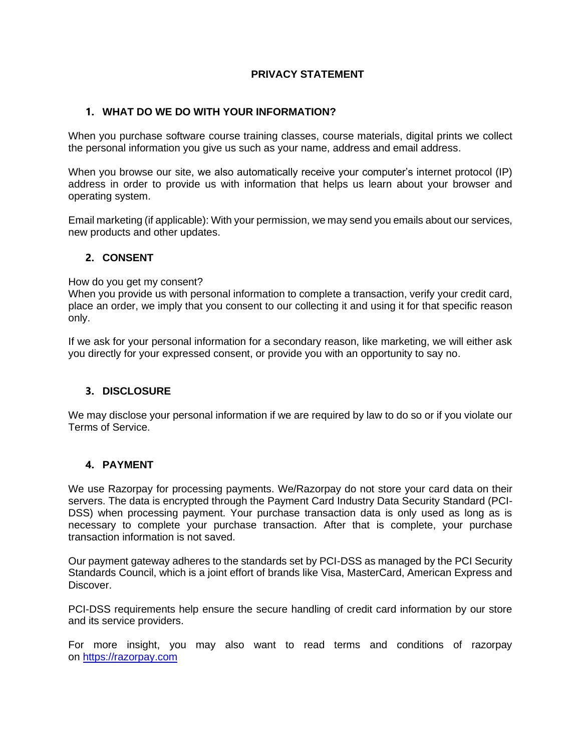# PRIVACY STATEMENT

## 1. WHAT DO WE DO WITH YOUR INFORMATION?

When you purchase software course training classes, course materials, digital prints we collect the personal information you give us such as your name, address and email address.

When you browse our site, we also automatically receive your computer's internet protocol (IP) address in order to provide us with information that helps us learn about your browser and operating system.

Email marketing (if applicable): With your permission, we may send you emails about our services, new products and other updates.

## 2. CONSENT

How do you get my consent?
When you provide us with personal information to complete a transaction, verify your credit card, place an order, we imply that you consent to our collecting it and using it for that specific reason only.

If we ask for your personal information for a secondary reason, like marketing, we will either ask you directly for your expressed consent, or provide you with an opportunity to say no.

## 3. DISCLOSURE

We may disclose your personal information if we are required by law to do so or if you violate our Terms of Service.

## 4. PAYMENT

We use Razorpay for processing payments. We/Razorpay do not store your card data on their servers. The data is encrypted through the Payment Card Industry Data Security Standard (PCI-DSS) when processing payment. Your purchase transaction data is only used as long as is necessary to complete your purchase transaction. After that is complete, your purchase transaction information is not saved.

Our payment gateway adheres to the standards set by PCI-DSS as managed by the PCI Security Standards Council, which is a joint effort of brands like Visa, MasterCard, American Express and Discover.

PCI-DSS requirements help ensure the secure handling of credit card information by our store and its service providers.

For more insight, you may also want to read terms and conditions of razorpay on [https://razorpay.com](https://razorpay.com)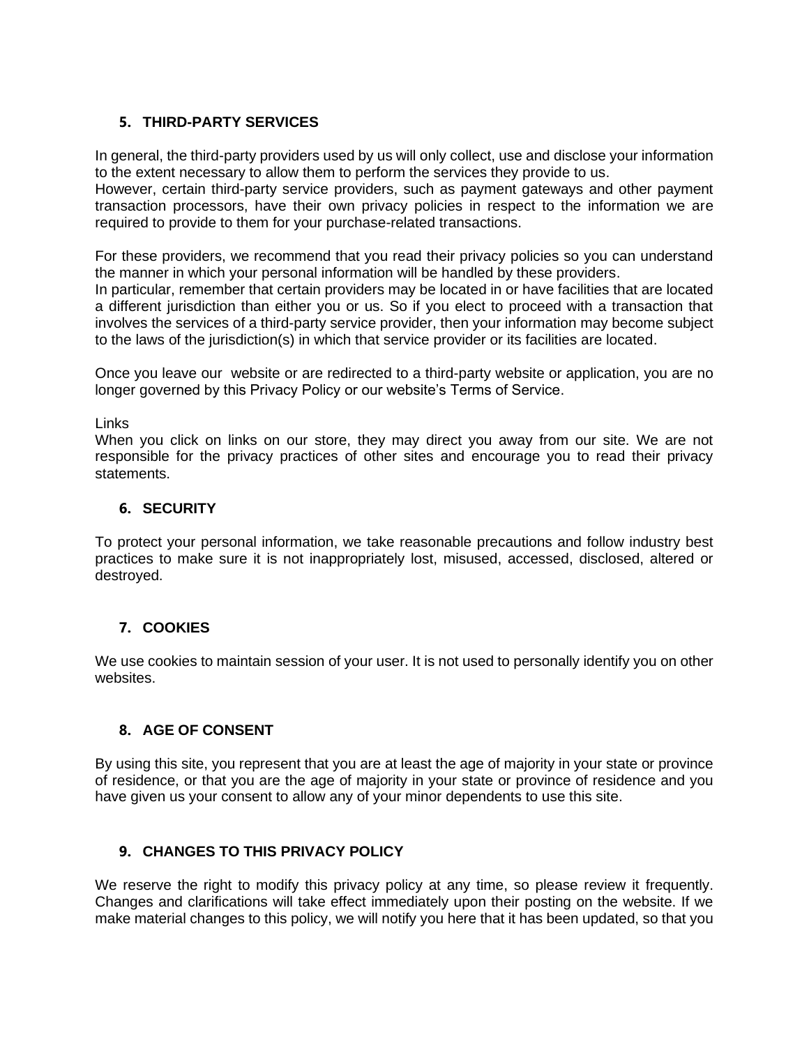## 5. THIRD-PARTY SERVICES

In general, the third-party providers used by us will only collect, use and disclose your information to the extent necessary to allow them to perform the services they provide to us.
However, certain third-party service providers, such as payment gateways and other payment transaction processors, have their own privacy policies in respect to the information we are required to provide to them for your purchase-related transactions.

For these providers, we recommend that you read their privacy policies so you can understand the manner in which your personal information will be handled by these providers.
In particular, remember that certain providers may be located in or have facilities that are located a different jurisdiction than either you or us. So if you elect to proceed with a transaction that involves the services of a third-party service provider, then your information may become subject to the laws of the jurisdiction(s) in which that service provider or its facilities are located.

Once you leave our website or are redirected to a third-party website or application, you are no longer governed by this Privacy Policy or our website's Terms of Service.

Links
When you click on links on our store, they may direct you away from our site. We are not responsible for the privacy practices of other sites and encourage you to read their privacy statements.

## 6. SECURITY

To protect your personal information, we take reasonable precautions and follow industry best practices to make sure it is not inappropriately lost, misused, accessed, disclosed, altered or destroyed.

## 7. COOKIES

We use cookies to maintain session of your user. It is not used to personally identify you on other websites.

## 8. AGE OF CONSENT

By using this site, you represent that you are at least the age of majority in your state or province of residence, or that you are the age of majority in your state or province of residence and you have given us your consent to allow any of your minor dependents to use this site.

## 9. CHANGES TO THIS PRIVACY POLICY

We reserve the right to modify this privacy policy at any time, so please review it frequently. Changes and clarifications will take effect immediately upon their posting on the website. If we make material changes to this policy, we will notify you here that it has been updated, so that you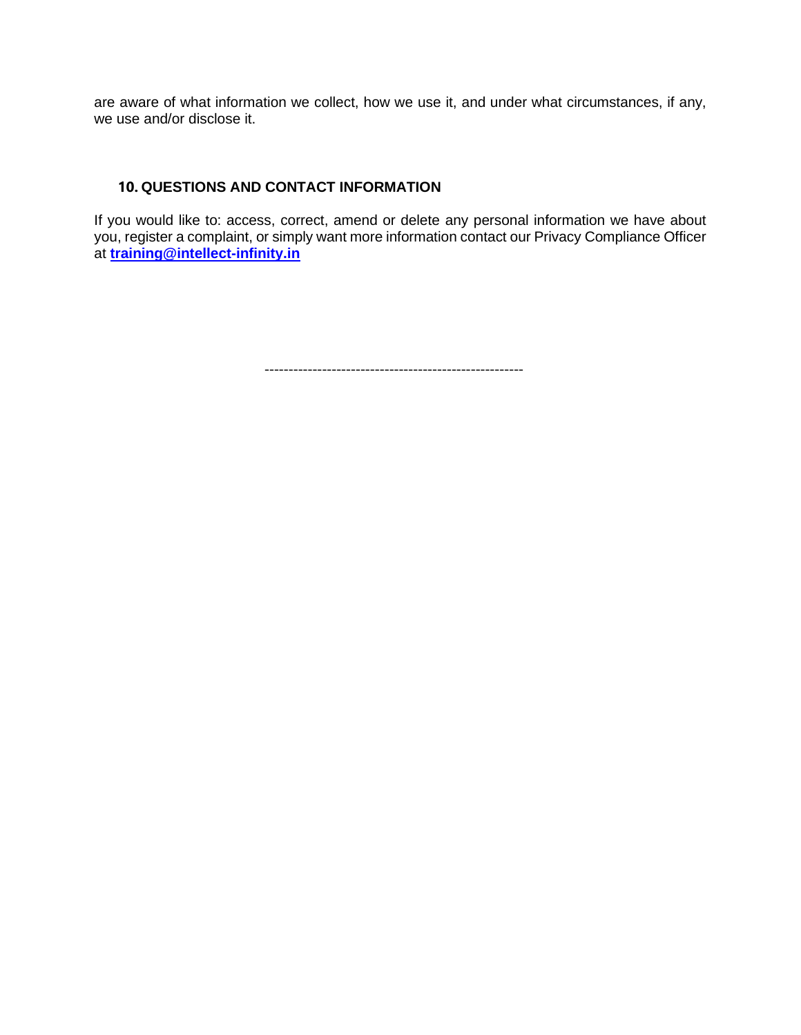are aware of what information we collect, how we use it, and under what circumstances, if any, we use and/or disclose it.

## 10. QUESTIONS AND CONTACT INFORMATION

If you would like to: access, correct, amend or delete any personal information we have about you, register a complaint, or simply want more information contact our Privacy Compliance Officer at **training@intellect-infinity.in**

-----------------------------------------------------